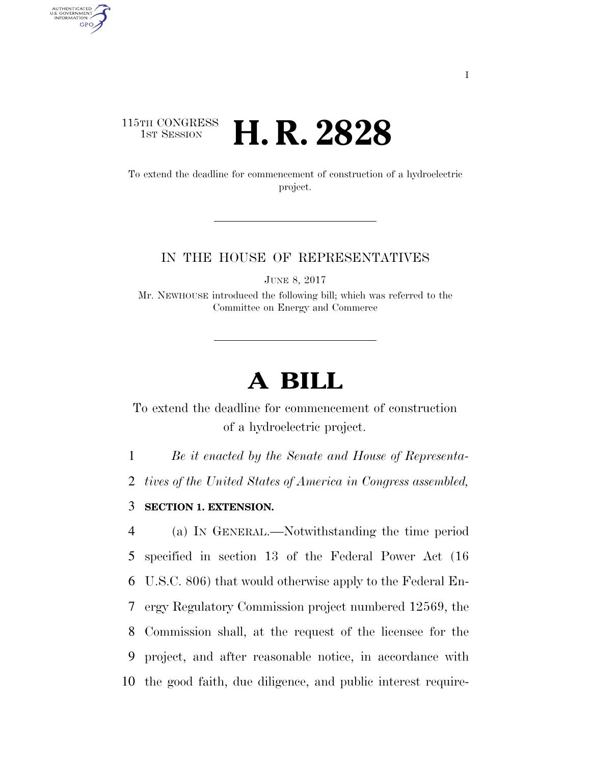115TH CONGRESS
1ST SESSION

# H. R. 2828

To extend the deadline for commencement of construction of a hydroelectric project.

IN THE HOUSE OF REPRESENTATIVES

JUNE 8, 2017

Mr. NEWHOUSE introduced the following bill; which was referred to the Committee on Energy and Commerce

# A BILL

To extend the deadline for commencement of construction of a hydroelectric project.

1 *Be it enacted by the Senate and House of Representa-*
2 *tives of the United States of America in Congress assembled,*

3 **SECTION 1. EXTENSION.**

4 (a) IN GENERAL.—Notwithstanding the time period
5 specified in section 13 of the Federal Power Act (16
6 U.S.C. 806) that would otherwise apply to the Federal En-
7 ergy Regulatory Commission project numbered 12569, the
8 Commission shall, at the request of the licensee for the
9 project, and after reasonable notice, in accordance with
10 the good faith, due diligence, and public interest require-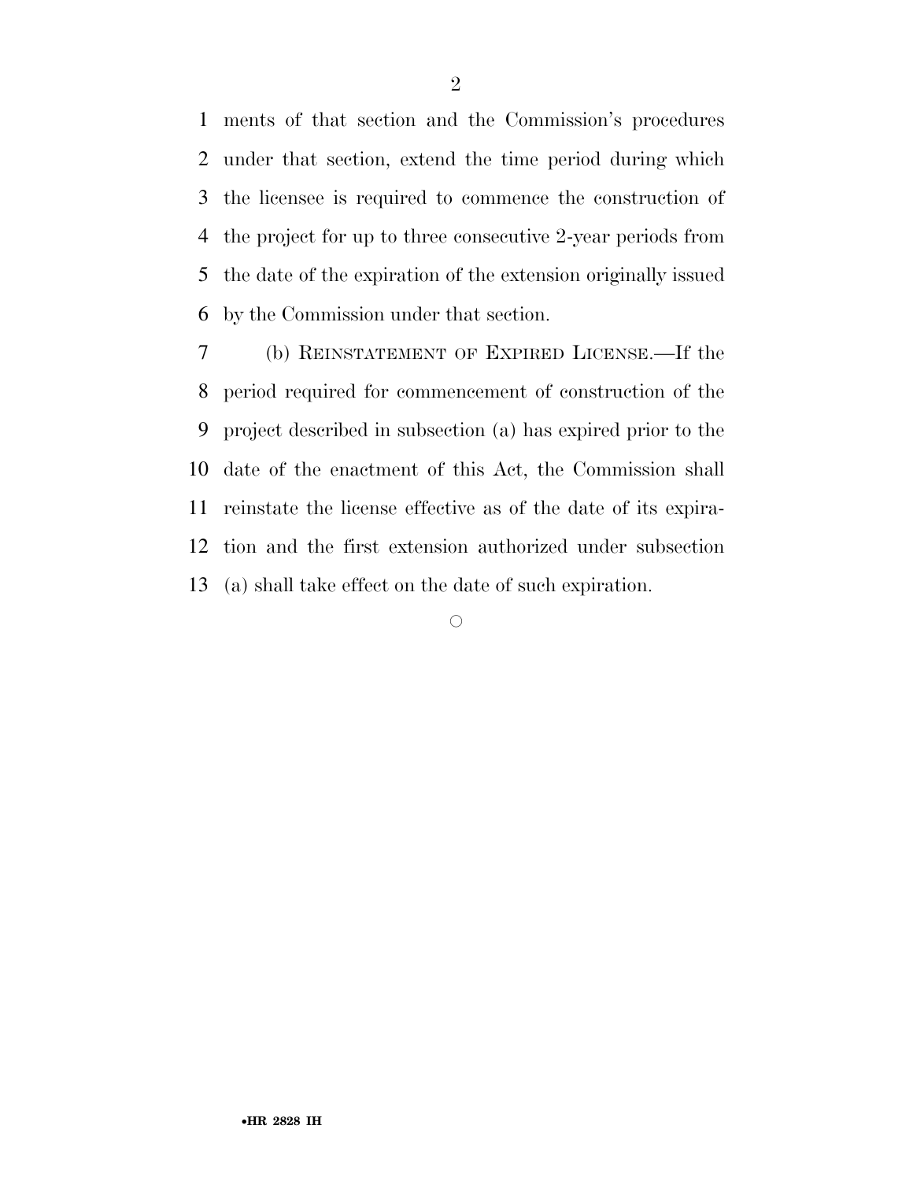ments of that section and the Commission's procedures under that section, extend the time period during which the licensee is required to commence the construction of the project for up to three consecutive 2-year periods from the date of the expiration of the extension originally issued by the Commission under that section.

(b) REINSTATEMENT OF EXPIRED LICENSE.—If the period required for commencement of construction of the project described in subsection (a) has expired prior to the date of the enactment of this Act, the Commission shall reinstate the license effective as of the date of its expiration and the first extension authorized under subsection (a) shall take effect on the date of such expiration.